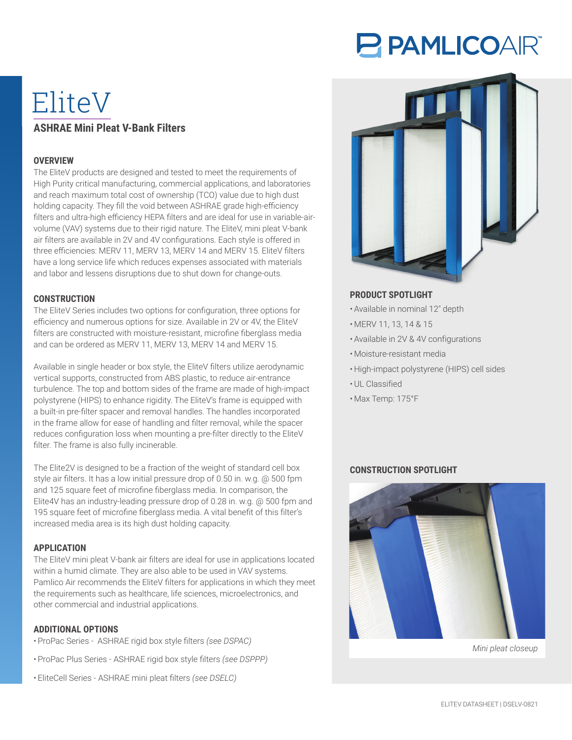# EliteV

## ASHRAE Mini Pleat V-Bank Filters

### OVERVIEW

The EliteV products are designed and tested to meet the requirements of High Purity critical manufacturing, commercial applications, and laboratories and reach maximum total cost of ownership (TCO) value due to high dust holding capacity. They fill the void between ASHRAE grade high-efficiency filters and ultra-high efficiency HEPA filters and are ideal for use in variable-air-volume (VAV) systems due to their rigid nature. The EliteV, mini pleat V-bank air filters are available in 2V and 4V configurations. Each style is offered in three efficiencies: MERV 11, MERV 13, MERV 14 and MERV 15. EliteV filters have a long service life which reduces expenses associated with materials and labor and lessens disruptions due to shut down for change-outs.

### CONSTRUCTION

The EliteV Series includes two options for configuration, three options for efficiency and numerous options for size. Available in 2V or 4V, the EliteV filters are constructed with moisture-resistant, microfine fiberglass media and can be ordered as MERV 11, MERV 13, MERV 14 and MERV 15.

Available in single header or box style, the EliteV filters utilize aerodynamic vertical supports, constructed from ABS plastic, to reduce air-entrance turbulence. The top and bottom sides of the frame are made of high-impact polystyrene (HIPS) to enhance rigidity. The EliteV's frame is equipped with a built-in pre-filter spacer and removal handles. The handles incorporated in the frame allow for ease of handling and filter removal, while the spacer reduces configuration loss when mounting a pre-filter directly to the EliteV filter. The frame is also fully incinerable.

The Elite2V is designed to be a fraction of the weight of standard cell box style air filters. It has a low initial pressure drop of 0.50 in. w.g. @ 500 fpm and 125 square feet of microfine fiberglass media. In comparison, the Elite4V has an industry-leading pressure drop of 0.28 in. w.g. @ 500 fpm and 195 square feet of microfine fiberglass media. A vital benefit of this filter's increased media area is its high dust holding capacity.

### APPLICATION

The EliteV mini pleat V-bank air filters are ideal for use in applications located within a humid climate. They are also able to be used in VAV systems. Pamlico Air recommends the EliteV filters for applications in which they meet the requirements such as healthcare, life sciences, microelectronics, and other commercial and industrial applications.

### ADDITIONAL OPTIONS

- ProPac Series - ASHRAE rigid box style filters *(see DSPAC)*
- ProPac Plus Series - ASHRAE rigid box style filters *(see DSPPP)*
- EliteCell Series - ASHRAE mini pleat filters *(see DSELC)*

### PRODUCT SPOTLIGHT

- Available in nominal 12" depth
- MERV 11, 13, 14 & 15
- Available in 2V & 4V configurations
- Moisture-resistant media
- High-impact polystyrene (HIPS) cell sides
- UL Classified
- Max Temp: 175°F

### CONSTRUCTION SPOTLIGHT

*Mini pleat closeup*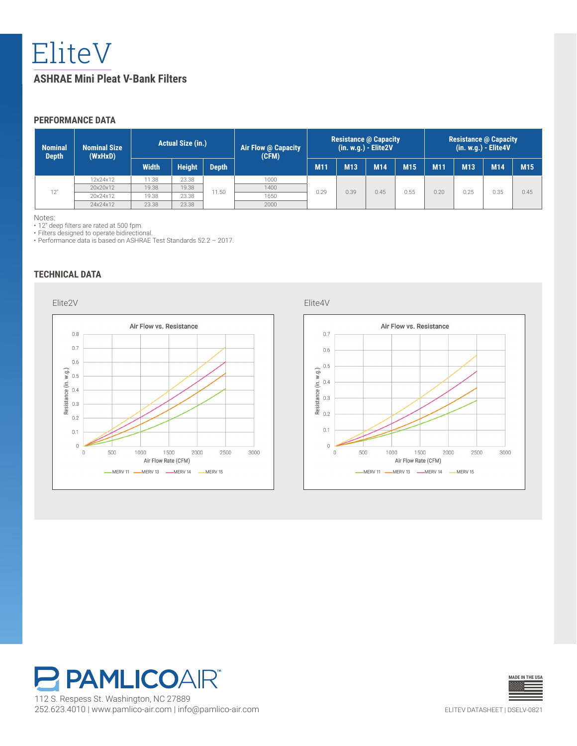# EliteV

## ASHRAE Mini Pleat V-Bank Filters

### PERFORMANCE DATA

| Nominal Depth | Nominal Size (WxHxD) | Actual Size (in.) | | | Air Flow @ Capacity (CFM) | Resistance @ Capacity (in. w.g.) - Elite2V | | | | Resistance @ Capacity (in. w.g.) - Elite4V | | | |
|---|---|---|---|---|---|---|---|---|---|---|---|---|---|
| | | Width | Height | Depth | | M11 | M13 | M14 | M15 | M11 | M13 | M14 | M15 |
| 12" | 12x24x12 | 11.38 | 23.38 | 11.50 | 1000 | 0.29 | 0.39 | 0.45 | 0.55 | 0.20 | 0.25 | 0.35 | 0.45 |
| | 20x20x12 | 19.38 | 19.38 | | 1400 | | | | | | | | |
| | 20x24x12 | 19.38 | 23.38 | | 1650 | | | | | | | | |
| | 24x24x12 | 23.38 | 23.38 | | 2000 | | | | | | | | |

Notes:
- 12" deep filters are rated at 500 fpm.
- Filters designed to operate bidirectional.
- Performance data is based on ASHRAE Test Standards 52.2 – 2017.

### TECHNICAL DATA

Elite2V

Air Flow vs. Resistance

Resistance (in. w.g.)
0.8
0.7
0.6
0.5
0.4
0.3
0.2
0.1
0
0 500 1000 1500 2000 2500 3000
Air Flow Rate (CFM)
MERV 11 MERV 13 MERV 14 MERV 15

Elite4V

Air Flow vs. Resistance

Resistance (in. w.g.)
0.7
0.6
0.5
0.4
0.3
0.2
0.1
0
0 500 1000 1500 2000 2500 3000
Air Flow Rate (CFM)
MERV 11 MERV 13 MERV 14 MERV 15

PAMLICOAIR™

112 S. Respess St. Washington, NC 27889

252.623.4010 | www.pamlico-air.com | info@pamlico-air.com

MADE IN THE USA

ELITEV DATASHEET | DSELV-0821